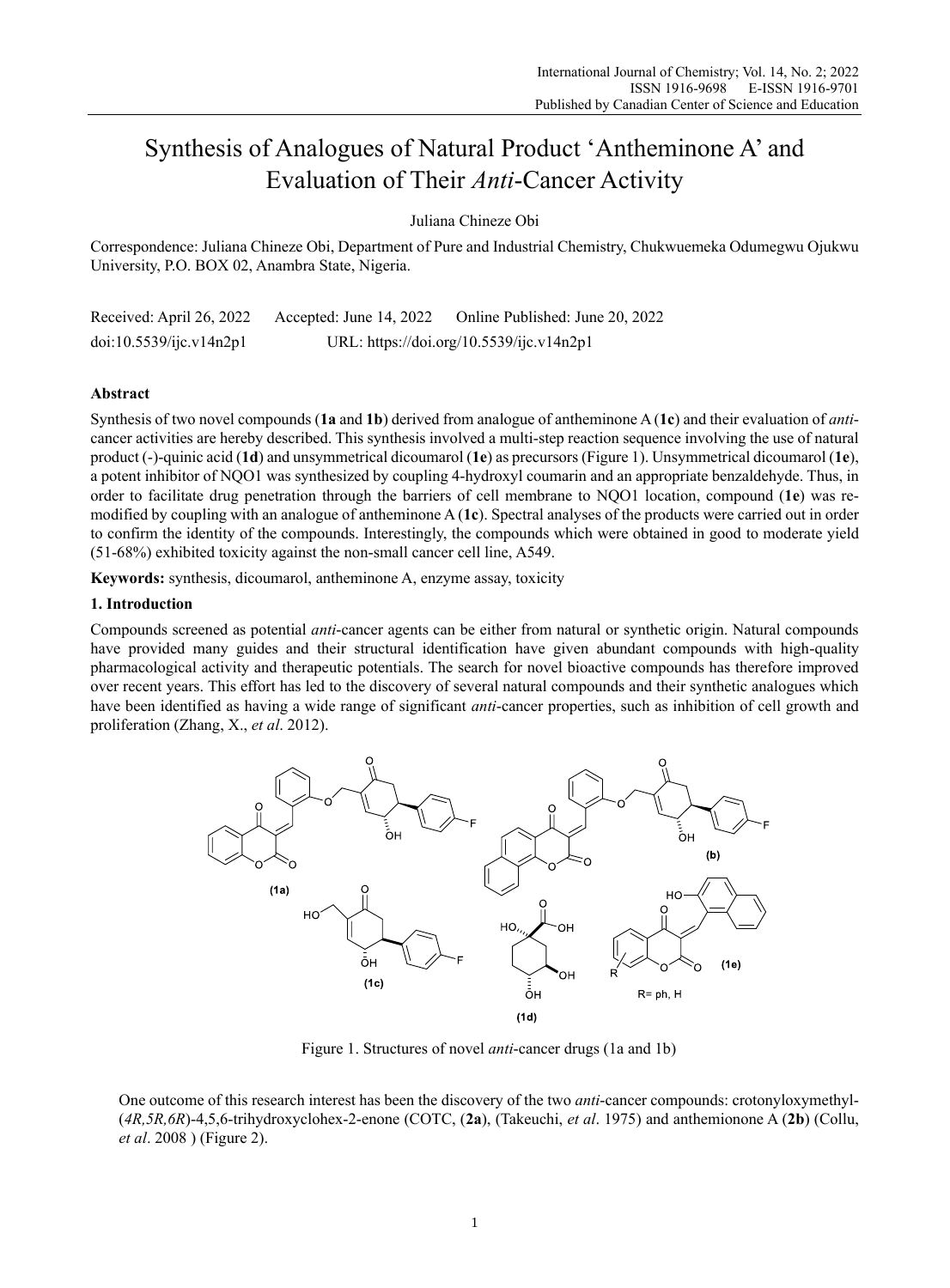# Synthesis of Analogues of Natural Product 'Antheminone A' and Evaluation of Their *Anti*-Cancer Activity

Juliana Chineze Obi

Correspondence: Juliana Chineze Obi, Department of Pure and Industrial Chemistry, Chukwuemeka Odumegwu Ojukwu University, P.O. BOX 02, Anambra State, Nigeria.

Received: April 26, 2022   Accepted: June 14, 2022   Online Published: June 20, 2022

doi:10.5539/ijc.v14n2p1   URL: https://doi.org/10.5539/ijc.v14n2p1

## Abstract

Synthesis of two novel compounds (**1a** and **1b**) derived from analogue of antheminone A (**1c**) and their evaluation of *anti*-cancer activities are hereby described. This synthesis involved a multi-step reaction sequence involving the use of natural product (-)-quinic acid (**1d**) and unsymmetrical dicoumarol (**1e**) as precursors (Figure 1). Unsymmetrical dicoumarol (**1e**), a potent inhibitor of NQO1 was synthesized by coupling 4-hydroxyl coumarin and an appropriate benzaldehyde. Thus, in order to facilitate drug penetration through the barriers of cell membrane to NQO1 location, compound (**1e**) was re-modified by coupling with an analogue of antheminone A (**1c**). Spectral analyses of the products were carried out in order to confirm the identity of the compounds. Interestingly, the compounds which were obtained in good to moderate yield (51-68%) exhibited toxicity against the non-small cancer cell line, A549.

**Keywords:** synthesis, dicoumarol, antheminone A, enzyme assay, toxicity

## 1. Introduction

Compounds screened as potential *anti*-cancer agents can be either from natural or synthetic origin. Natural compounds have provided many guides and their structural identification have given abundant compounds with high-quality pharmacological activity and therapeutic potentials. The search for novel bioactive compounds has therefore improved over recent years. This effort has led to the discovery of several natural compounds and their synthetic analogues which have been identified as having a wide range of significant *anti*-cancer properties, such as inhibition of cell growth and proliferation (Zhang, X., *et al*. 2012).

Figure 1. Structures of novel *anti*-cancer drugs (1a and 1b)

One outcome of this research interest has been the discovery of the two *anti*-cancer compounds: crotonyloxymethyl-(*4R,5R,6R*)-4,5,6-trihydroxyclohex-2-enone (COTC, (**2a**), (Takeuchi, *et al*. 1975) and anthemionone A (**2b**) (Collu, *et al*. 2008 ) (Figure 2).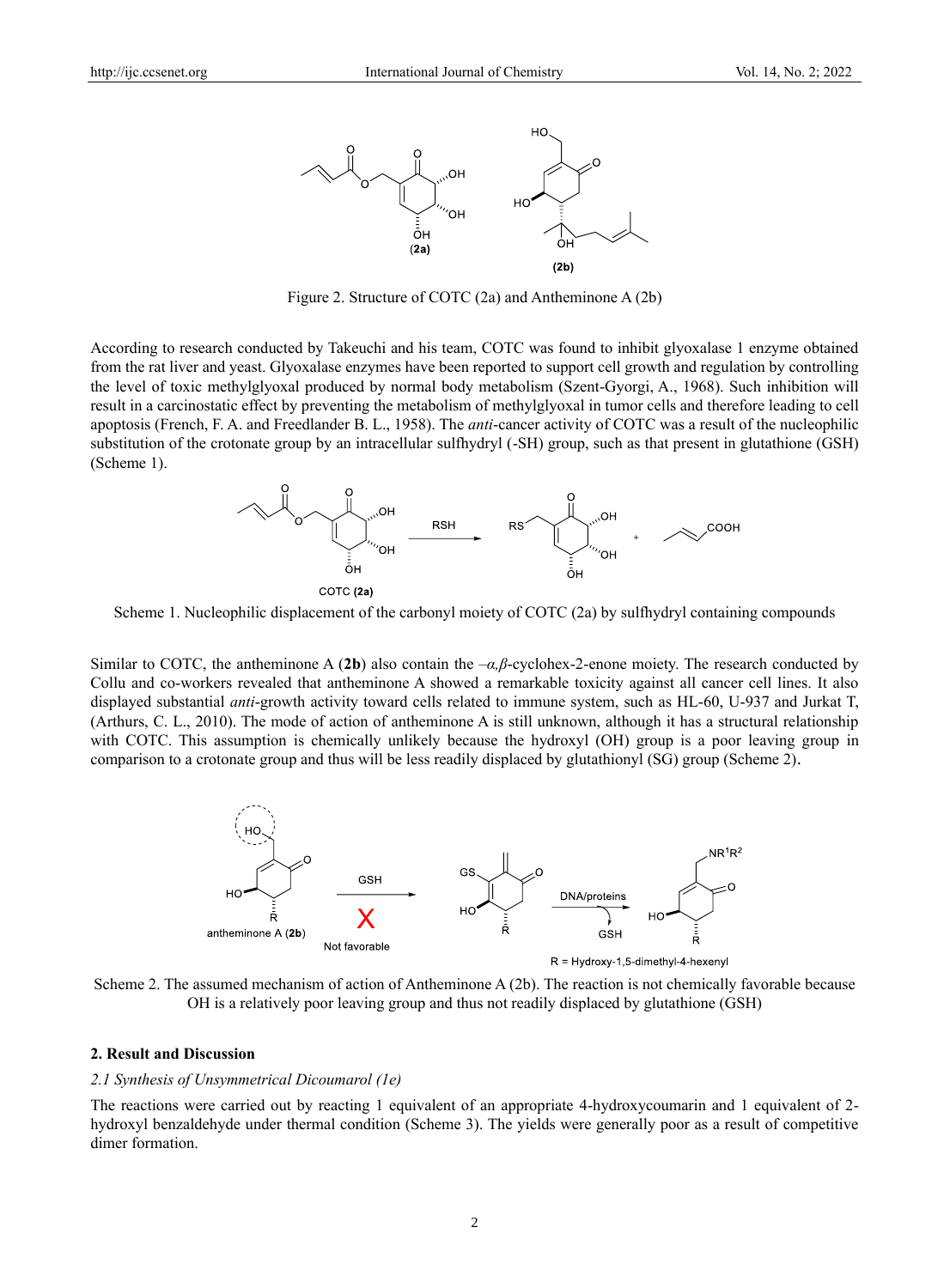Figure 2. Structure of COTC (2a) and Antheminone A (2b)

According to research conducted by Takeuchi and his team, COTC was found to inhibit glyoxalase 1 enzyme obtained from the rat liver and yeast. Glyoxalase enzymes have been reported to support cell growth and regulation by controlling the level of toxic methylglyoxal produced by normal body metabolism (Szent-Gyorgi, A., 1968). Such inhibition will result in a carcinostatic effect by preventing the metabolism of methylglyoxal in tumor cells and therefore leading to cell apoptosis (French, F. A. and Freedlander B. L., 1958). The *anti*-cancer activity of COTC was a result of the nucleophilic substitution of the crotonate group by an intracellular sulfhydryl (-SH) group, such as that present in glutathione (GSH) (Scheme 1).

Scheme 1. Nucleophilic displacement of the carbonyl moiety of COTC (2a) by sulfhydryl containing compounds

Similar to COTC, the antheminone A (**2b**) also contain the *–α,β*-cyclohex-2-enone moiety. The research conducted by Collu and co-workers revealed that antheminone A showed a remarkable toxicity against all cancer cell lines. It also displayed substantial *anti*-growth activity toward cells related to immune system, such as HL-60, U-937 and Jurkat T, (Arthurs, C. L., 2010). The mode of action of antheminone A is still unknown, although it has a structural relationship with COTC. This assumption is chemically unlikely because the hydroxyl (OH) group is a poor leaving group in comparison to a crotonate group and thus will be less readily displaced by glutathionyl (SG) group (Scheme 2).

Scheme 2. The assumed mechanism of action of Antheminone A (2b). The reaction is not chemically favorable because OH is a relatively poor leaving group and thus not readily displaced by glutathione (GSH)

## 2. Result and Discussion

### *2.1 Synthesis of Unsymmetrical Dicoumarol (1e)*

The reactions were carried out by reacting 1 equivalent of an appropriate 4-hydroxycoumarin and 1 equivalent of 2-hydroxyl benzaldehyde under thermal condition (Scheme 3). The yields were generally poor as a result of competitive dimer formation.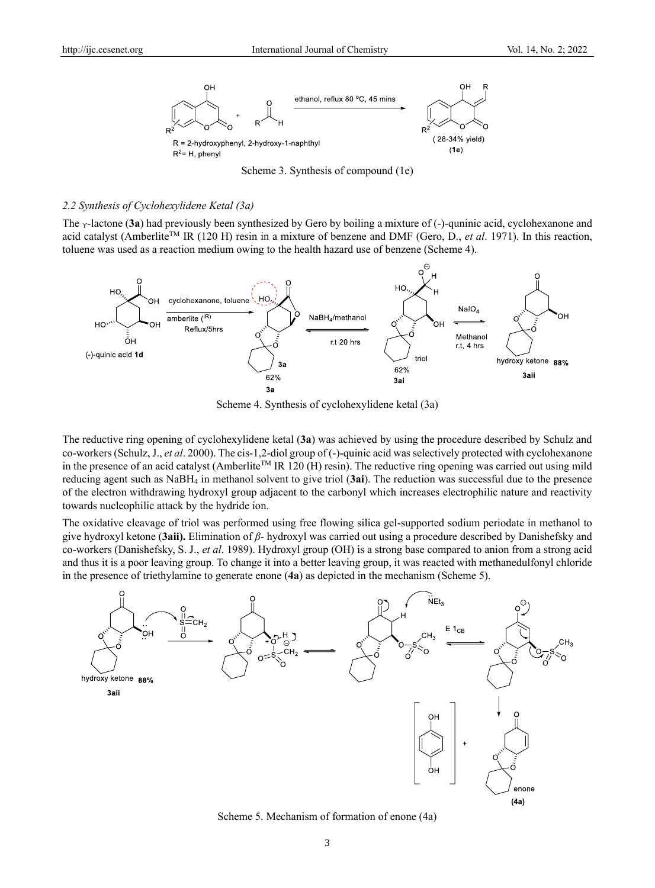Scheme 3. Synthesis of compound (1e)

### 2.2 Synthesis of Cyclohexylidene Ketal (3a)

The γ-lactone (**3a**) had previously been synthesized by Gero by boiling a mixture of (-)-quninic acid, cyclohexanone and acid catalyst (Amberlite™ IR (120 H) resin in a mixture of benzene and DMF (Gero, D., *et al*. 1971). In this reaction, toluene was used as a reaction medium owing to the health hazard use of benzene (Scheme 4).

Scheme 4. Synthesis of cyclohexylidene ketal (3a)

The reductive ring opening of cyclohexylidene ketal (**3a**) was achieved by using the procedure described by Schulz and co-workers (Schulz, J., *et al*. 2000). The cis-1,2-diol group of (-)-quinic acid was selectively protected with cyclohexanone in the presence of an acid catalyst (Amberlite™ IR 120 (H) resin). The reductive ring opening was carried out using mild reducing agent such as $NaBH_4$ in methanol solvent to give triol (**3ai**). The reduction was successful due to the presence of the electron withdrawing hydroxyl group adjacent to the carbonyl which increases electrophilic nature and reactivity towards nucleophilic attack by the hydride ion.

The oxidative cleavage of triol was performed using free flowing silica gel-supported sodium periodate in methanol to give hydroxyl ketone (**3aii).** Elimination of *β*- hydroxyl was carried out using a procedure described by Danishefsky and co-workers (Danishefsky, S. J., *et al*. 1989). Hydroxyl group (OH) is a strong base compared to anion from a strong acid and thus it is a poor leaving group. To change it into a better leaving group, it was reacted with methanedulfonyl chloride in the presence of triethylamine to generate enone (**4a**) as depicted in the mechanism (Scheme 5).

Scheme 5. Mechanism of formation of enone (4a)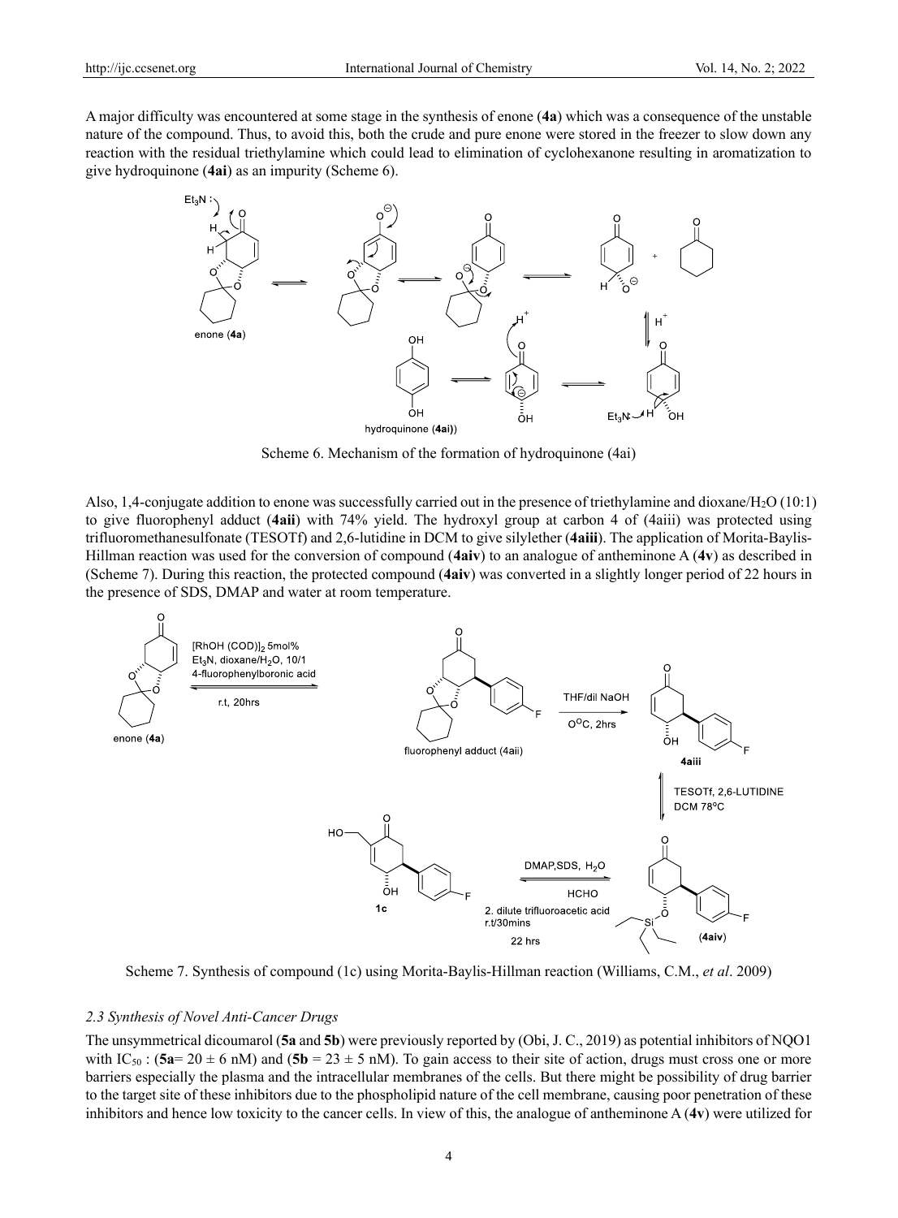A major difficulty was encountered at some stage in the synthesis of enone (**4a**) which was a consequence of the unstable nature of the compound. Thus, to avoid this, both the crude and pure enone were stored in the freezer to slow down any reaction with the residual triethylamine which could lead to elimination of cyclohexanone resulting in aromatization to give hydroquinone (**4ai**) as an impurity (Scheme 6).

Scheme 6. Mechanism of the formation of hydroquinone (4ai)

Also, 1,4-conjugate addition to enone was successfully carried out in the presence of triethylamine and dioxane/$H_2O$ (10:1) to give fluorophenyl adduct (**4aii**) with 74% yield. The hydroxyl group at carbon 4 of (4aiii) was protected using trifluoromethanesulfonate (TESOTf) and 2,6-lutidine in DCM to give silylether (**4aiii**). The application of Morita-Baylis-Hillman reaction was used for the conversion of compound (**4aiv**) to an analogue of antheminone A (**4v**) as described in (Scheme 7). During this reaction, the protected compound (**4aiv**) was converted in a slightly longer period of 22 hours in the presence of SDS, DMAP and water at room temperature.

Scheme 7. Synthesis of compound (1c) using Morita-Baylis-Hillman reaction (Williams, C.M., *et al*. 2009)

### *2.3 Synthesis of Novel Anti-Cancer Drugs*

The unsymmetrical dicoumarol (**5a** and **5b**) were previously reported by (Obi, J. C., 2019) as potential inhibitors of NQO1 with $IC_{50}$ : (**5a**= 20 ± 6 nM) and (**5b** = 23 ± 5 nM). To gain access to their site of action, drugs must cross one or more barriers especially the plasma and the intracellular membranes of the cells. But there might be possibility of drug barrier to the target site of these inhibitors due to the phospholipid nature of the cell membrane, causing poor penetration of these inhibitors and hence low toxicity to the cancer cells. In view of this, the analogue of antheminone A (**4v**) were utilized for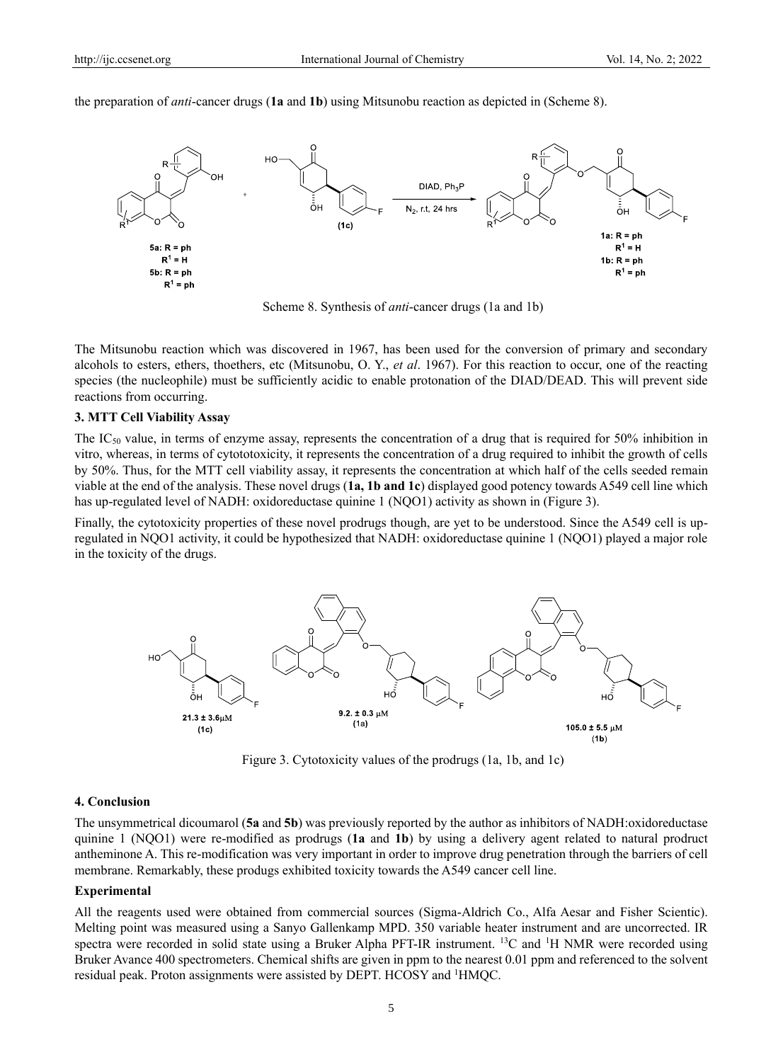the preparation of *anti*-cancer drugs (**1a** and **1b**) using Mitsunobu reaction as depicted in (Scheme 8).

Scheme 8. Synthesis of *anti*-cancer drugs (1a and 1b)

The Mitsunobu reaction which was discovered in 1967, has been used for the conversion of primary and secondary alcohols to esters, ethers, thoethers, etc (Mitsunobu, O. Y., *et al*. 1967). For this reaction to occur, one of the reacting species (the nucleophile) must be sufficiently acidic to enable protonation of the DIAD/DEAD. This will prevent side reactions from occurring.

### 3. MTT Cell Viability Assay

The $IC_{50}$ value, in terms of enzyme assay, represents the concentration of a drug that is required for 50% inhibition in vitro, whereas, in terms of cytototoxicity, it represents the concentration of a drug required to inhibit the growth of cells by 50%. Thus, for the MTT cell viability assay, it represents the concentration at which half of the cells seeded remain viable at the end of the analysis. These novel drugs (**1a, 1b and 1c**) displayed good potency towards A549 cell line which has up-regulated level of NADH: oxidoreductase quinine 1 (NQO1) activity as shown in (Figure 3).

Finally, the cytotoxicity properties of these novel prodrugs though, are yet to be understood. Since the A549 cell is up-regulated in NQO1 activity, it could be hypothesized that NADH: oxidoreductase quinine 1 (NQO1) played a major role in the toxicity of the drugs.

Figure 3. Cytotoxicity values of the prodrugs (1a, 1b, and 1c)

### 4. Conclusion

The unsymmetrical dicoumarol (**5a** and **5b**) was previously reported by the author as inhibitors of NADH:oxidoreductase quinine 1 (NQO1) were re-modified as prodrugs (**1a** and **1b**) by using a delivery agent related to natural proudct antheminone A. This re-modification was very important in order to improve drug penetration through the barriers of cell membrane. Remarkably, these produgs exhibited toxicity towards the A549 cancer cell line.

### Experimental

All the reagents used were obtained from commercial sources (Sigma-Aldrich Co., Alfa Aesar and Fisher Scientic). Melting point was measured using a Sanyo Gallenkamp MPD. 350 variable heater instrument and are uncorrected. IR spectra were recorded in solid state using a Bruker Alpha PFT-IR instrument. $^{13}C$ and $^{1}H$ NMR were recorded using Bruker Avance 400 spectrometers. Chemical shifts are given in ppm to the nearest 0.01 ppm and referenced to the solvent residual peak. Proton assignments were assisted by DEPT. HCOSY and $^{1}$HMQC.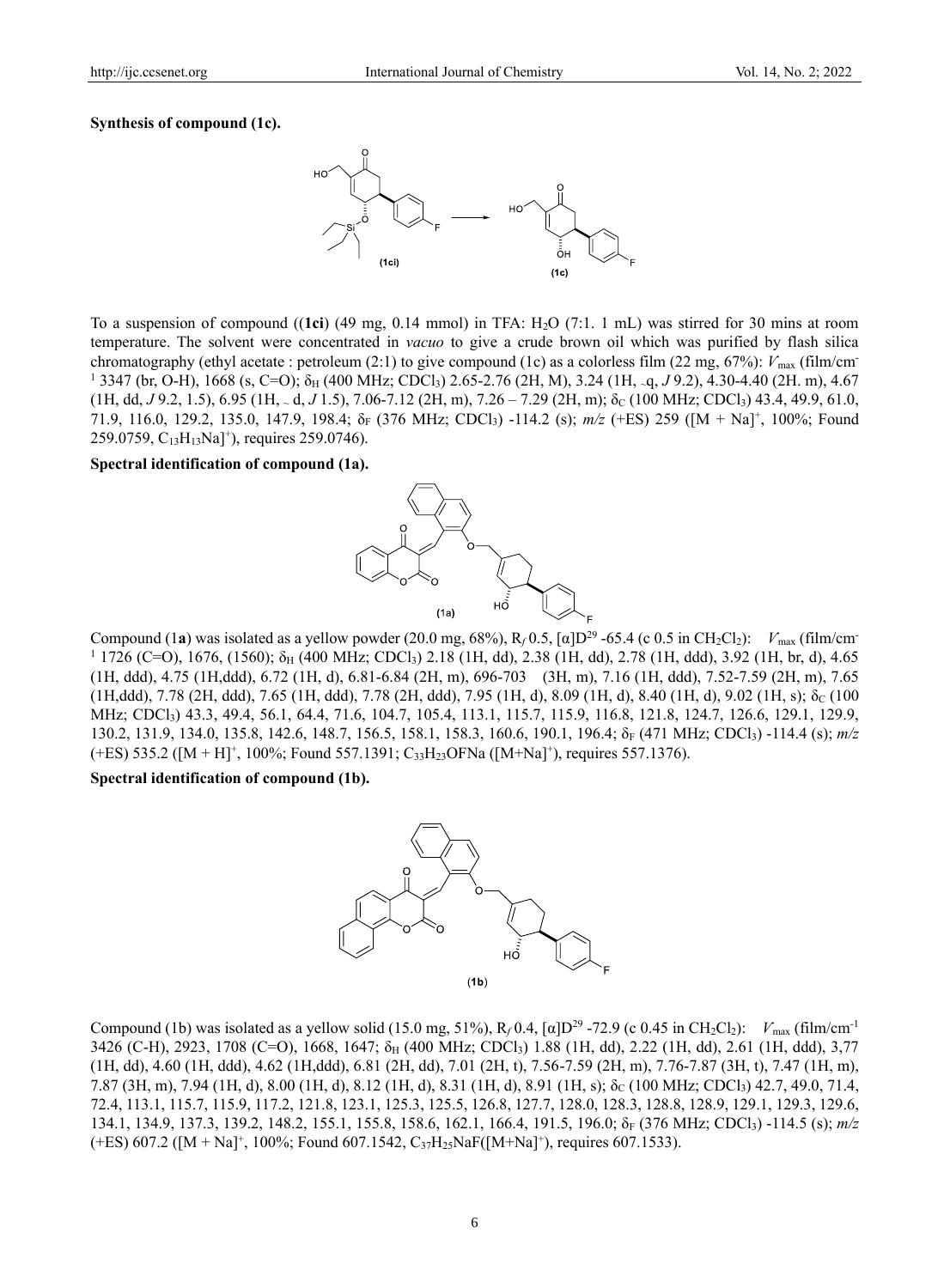**Synthesis of compound (1c).**

To a suspension of compound ((**1ci**) (49 mg, 0.14 mmol) in TFA: $H_2O$ (7:1. 1 mL) was stirred for 30 mins at room temperature. The solvent were concentrated in *vacuo* to give a crude brown oil which was purified by flash silica chromatography (ethyl acetate : petroleum (2:1) to give compound (1c) as a colorless film (22 mg, 67%): $V_{max}$ (film/cm$^{-1}$ 3347 (br, O-H), 1668 (s, C=O); $\delta_H$ (400 MHz; $CDCl_3$) 2.65-2.76 (2H, M), 3.24 (1H, ~q, *J* 9.2), 4.30-4.40 (2H. m), 4.67 (1H, dd, *J* 9.2, 1.5), 6.95 (1H, ~ d, *J* 1.5), 7.06-7.12 (2H, m), 7.26 – 7.29 (2H, m); $\delta_C$ (100 MHz; $CDCl_3$) 43.4, 49.9, 61.0, 71.9, 116.0, 129.2, 135.0, 147.9, 198.4; $\delta_F$ (376 MHz; $CDCl_3$) -114.2 (s); *m/z* (+ES) 259 ([M + Na]$^+$, 100%; Found 259.0759, $C_{13}H_{13}Na]^+$), requires 259.0746).

**Spectral identification of compound (1a).**

Compound (1**a**) was isolated as a yellow powder (20.0 mg, 68%), $R_f$ 0.5, $[\alpha]D^{29}$ -65.4 (c 0.5 in $CH_2Cl_2$): $V_{max}$ (film/cm$^{-1}$ 1726 (C=O), 1676, (1560); $\delta_H$ (400 MHz; $CDCl_3$) 2.18 (1H, dd), 2.38 (1H, dd), 2.78 (1H, ddd), 3.92 (1H, br, d), 4.65 (1H, ddd), 4.75 (1H,ddd), 6.72 (1H, d), 6.81-6.84 (2H, m), 696-703 (3H, m), 7.16 (1H, ddd), 7.52-7.59 (2H, m), 7.65 (1H,ddd), 7.78 (2H, ddd), 7.65 (1H, ddd), 7.78 (2H, ddd), 7.95 (1H, d), 8.09 (1H, d), 8.40 (1H, d), 9.02 (1H, s); $\delta_C$ (100 MHz; $CDCl_3$) 43.3, 49.4, 56.1, 64.4, 71.6, 104.7, 105.4, 113.1, 115.7, 115.9, 116.8, 121.8, 124.7, 126.6, 129.1, 129.9, 130.2, 131.9, 134.0, 135.8, 142.6, 148.7, 156.5, 158.1, 158.3, 160.6, 190.1, 196.4; $\delta_F$ (471 MHz; $CDCl_3$) -114.4 (s); *m/z* (+ES) 535.2 ([M + H]$^+$, 100%; Found 557.1391; $C_{33}H_{23}OFNa$ ([M+Na]$^+$), requires 557.1376).

**Spectral identification of compound (1b).**

Compound (1b) was isolated as a yellow solid (15.0 mg, 51%), $R_f$ 0.4, $[\alpha]D^{29}$ -72.9 (c 0.45 in $CH_2Cl_2$): $V_{max}$ (film/cm$^{-1}$ 3426 (C-H), 2923, 1708 (C=O), 1668, 1647; $\delta_H$ (400 MHz; $CDCl_3$) 1.88 (1H, dd), 2.22 (1H, dd), 2.61 (1H, ddd), 3,77 (1H, dd), 4.60 (1H, ddd), 4.62 (1H,ddd), 6.81 (2H, dd), 7.01 (2H, t), 7.56-7.59 (2H, m), 7.76-7.87 (3H, t), 7.47 (1H, m), 7.87 (3H, m), 7.94 (1H, d), 8.00 (1H, d), 8.12 (1H, d), 8.31 (1H, d), 8.91 (1H, s); $\delta_C$ (100 MHz; $CDCl_3$) 42.7, 49.0, 71.4, 72.4, 113.1, 115.7, 115.9, 117.2, 121.8, 123.1, 125.3, 125.5, 126.8, 127.7, 128.0, 128.3, 128.8, 128.9, 129.1, 129.3, 129.6, 134.1, 134.9, 137.3, 139.2, 148.2, 155.1, 155.8, 158.6, 162.1, 166.4, 191.5, 196.0; $\delta_F$ (376 MHz; $CDCl_3$) -114.5 (s); *m/z* (+ES) 607.2 ([M + Na]$^+$, 100%; Found 607.1542, $C_{37}H_{25}NaF$([M+Na]$^+$), requires 607.1533).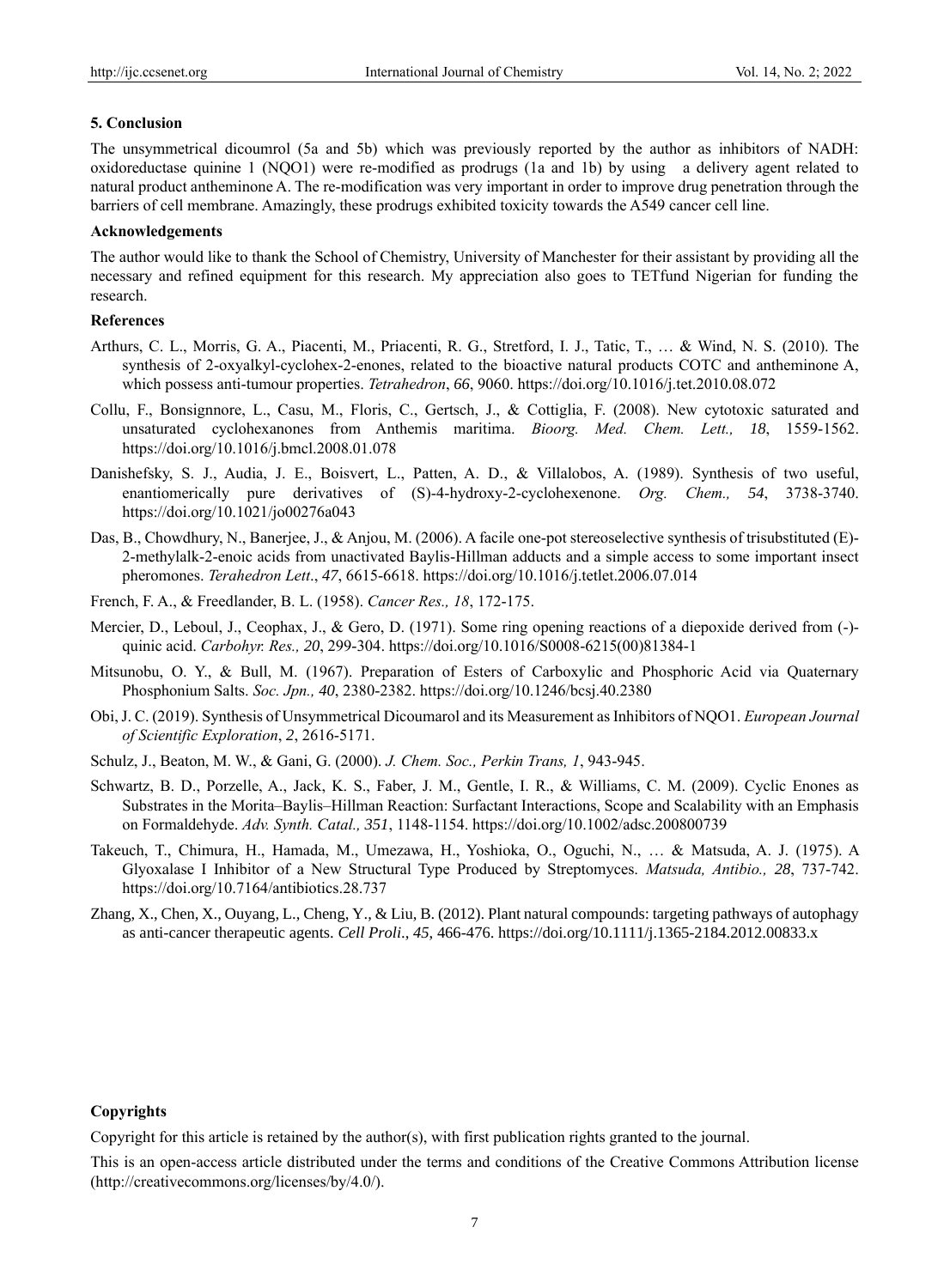## 5. Conclusion

The unsymmetrical dicoumrol (5a and 5b) which was previously reported by the author as inhibitors of NADH: oxidoreductase quinine 1 (NQO1) were re-modified as prodrugs (1a and 1b) by using a delivery agent related to natural product antheminone A. The re-modification was very important in order to improve drug penetration through the barriers of cell membrane. Amazingly, these prodrugs exhibited toxicity towards the A549 cancer cell line.

## Acknowledgements

The author would like to thank the School of Chemistry, University of Manchester for their assistant by providing all the necessary and refined equipment for this research. My appreciation also goes to TETfund Nigerian for funding the research.

## References

Arthurs, C. L., Morris, G. A., Piacenti, M., Priacenti, R. G., Stretford, I. J., Tatic, T., … & Wind, N. S. (2010). The synthesis of 2-oxyalkyl-cyclohex-2-enones, related to the bioactive natural products COTC and antheminone A, which possess anti-tumour properties. *Tetrahedron*, *66*, 9060. https://doi.org/10.1016/j.tet.2010.08.072

Collu, F., Bonsignnore, L., Casu, M., Floris, C., Gertsch, J., & Cottiglia, F. (2008). New cytotoxic saturated and unsaturated cyclohexanones from Anthemis maritima. *Bioorg. Med. Chem. Lett., 18*, 1559-1562. https://doi.org/10.1016/j.bmcl.2008.01.078

Danishefsky, S. J., Audia, J. E., Boisvert, L., Patten, A. D., & Villalobos, A. (1989). Synthesis of two useful, enantiomerically pure derivatives of (S)-4-hydroxy-2-cyclohexenone. *Org. Chem., 54*, 3738-3740. https://doi.org/10.1021/jo00276a043

Das, B., Chowdhury, N., Banerjee, J., & Anjou, M. (2006). A facile one-pot stereoselective synthesis of trisubstituted (E)-2-methylalk-2-enoic acids from unactivated Baylis-Hillman adducts and a simple access to some important insect pheromones. *Terahedron Lett*., *47*, 6615-6618. https://doi.org/10.1016/j.tetlet.2006.07.014

French, F. A., & Freedlander, B. L. (1958). *Cancer Res., 18*, 172-175.

Mercier, D., Leboul, J., Ceophax, J., & Gero, D. (1971). Some ring opening reactions of a diepoxide derived from (-)-quinic acid. *Carbohyr. Res., 20*, 299-304. https://doi.org/10.1016/S0008-6215(00)81384-1

Mitsunobu, O. Y., & Bull, M. (1967). Preparation of Esters of Carboxylic and Phosphoric Acid via Quaternary Phosphonium Salts. *Soc. Jpn., 40*, 2380-2382. https://doi.org/10.1246/bcsj.40.2380

Obi, J. C. (2019). Synthesis of Unsymmetrical Dicoumarol and its Measurement as Inhibitors of NQO1. *European Journal of Scientific Exploration*, *2*, 2616-5171.

Schulz, J., Beaton, M. W., & Gani, G. (2000). *J. Chem. Soc., Perkin Trans, 1*, 943-945.

Schwartz, B. D., Porzelle, A., Jack, K. S., Faber, J. M., Gentle, I. R., & Williams, C. M. (2009). Cyclic Enones as Substrates in the Morita–Baylis–Hillman Reaction: Surfactant Interactions, Scope and Scalability with an Emphasis on Formaldehyde. *Adv. Synth. Catal., 351*, 1148-1154. https://doi.org/10.1002/adsc.200800739

Takeuch, T., Chimura, H., Hamada, M., Umezawa, H., Yoshioka, O., Oguchi, N., … & Matsuda, A. J. (1975). A Glyoxalase I Inhibitor of a New Structural Type Produced by Streptomyces. *Matsuda, Antibio., 28*, 737-742. https://doi.org/10.7164/antibiotics.28.737

Zhang, X., Chen, X., Ouyang, L., Cheng, Y., & Liu, B. (2012). Plant natural compounds: targeting pathways of autophagy as anti-cancer therapeutic agents. *Cell Proli*., *45*, 466-476. https://doi.org/10.1111/j.1365-2184.2012.00833.x

## Copyrights

Copyright for this article is retained by the author(s), with first publication rights granted to the journal.

This is an open-access article distributed under the terms and conditions of the Creative Commons Attribution license (http://creativecommons.org/licenses/by/4.0/).